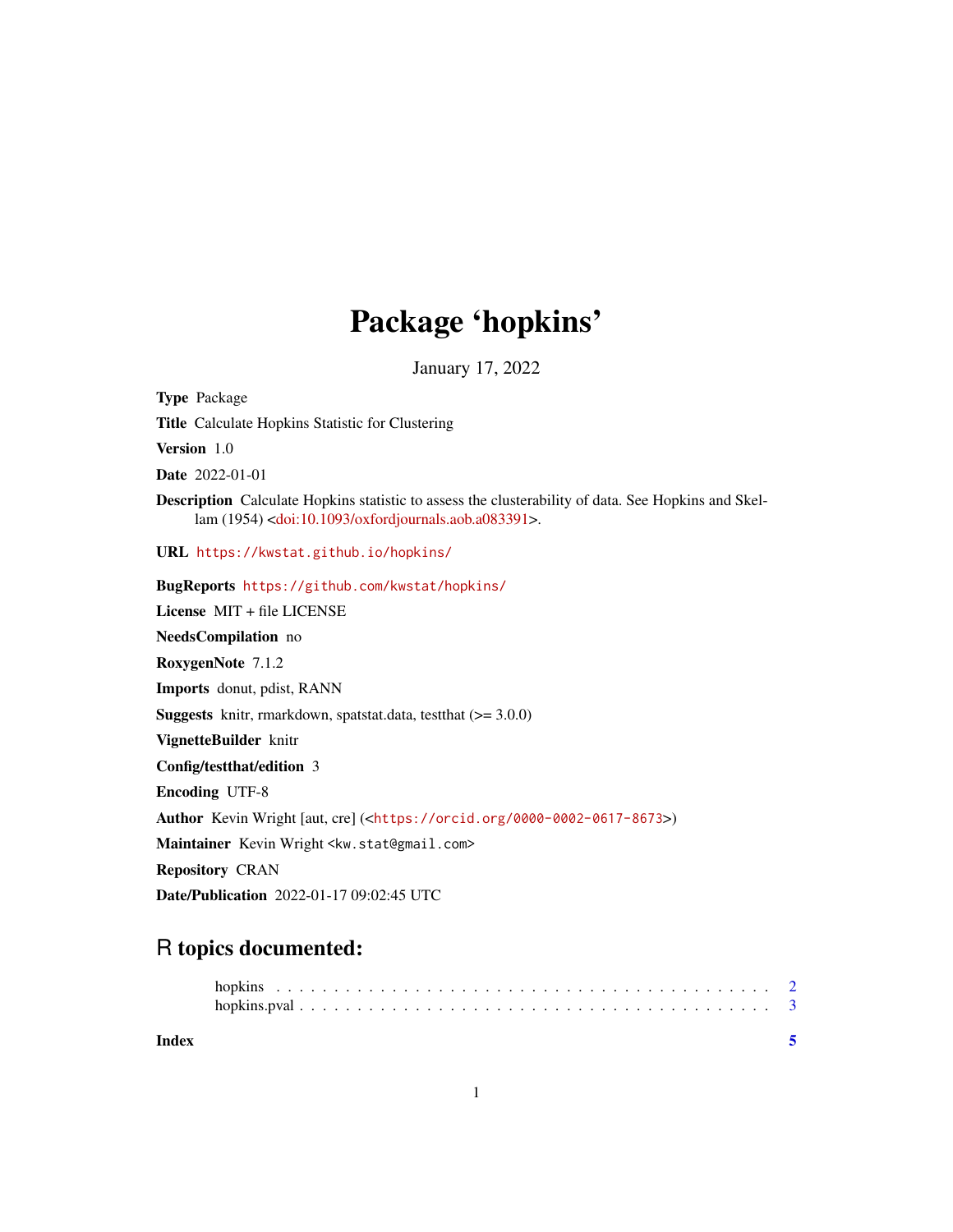# Package 'hopkins'

January 17, 2022

**Type** Package

**Title** Calculate Hopkins Statistic for Clustering

**Version** 1.0

**Date** 2022-01-01

**Description** Calculate Hopkins statistic to assess the clusterability of data. See Hopkins and Skellam (1954) <doi:10.1093/oxfordjournals.aob.a083391>.

**URL** https://kwstat.github.io/hopkins/

**BugReports** https://github.com/kwstat/hopkins/

**License** MIT + file LICENSE

**NeedsCompilation** no

**RoxygenNote** 7.1.2

**Imports** donut, pdist, RANN

**Suggests** knitr, rmarkdown, spatstat.data, testthat (>= 3.0.0)

**VignetteBuilder** knitr

**Config/testthat/edition** 3

**Encoding** UTF-8

**Author** Kevin Wright [aut, cre] (<https://orcid.org/0000-0002-0617-8673>)

**Maintainer** Kevin Wright <kw.stat@gmail.com>

**Repository** CRAN

**Date/Publication** 2022-01-17 09:02:45 UTC

## R topics documented:

hopkins . . . . . . . . . . . . . . . . . . . . . . . . . . . . . . . . . . . . . . . . . . 2
hopkins.pval . . . . . . . . . . . . . . . . . . . . . . . . . . . . . . . . . . . . . . . 3

**Index** **5**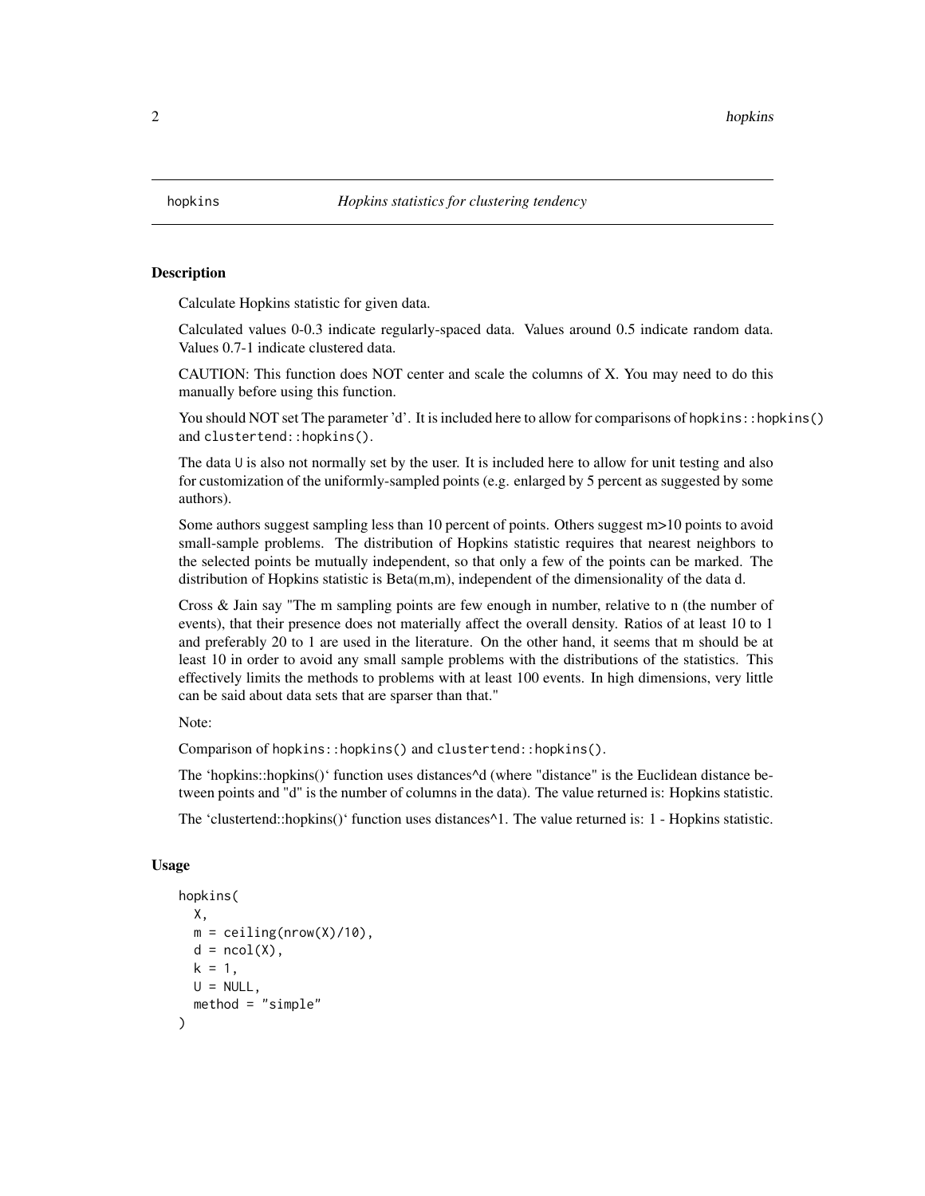hopkins *Hopkins statistics for clustering tendency*

## Description

Calculate Hopkins statistic for given data.

Calculated values 0-0.3 indicate regularly-spaced data. Values around 0.5 indicate random data. Values 0.7-1 indicate clustered data.

CAUTION: This function does NOT center and scale the columns of X. You may need to do this manually before using this function.

You should NOT set The parameter 'd'. It is included here to allow for comparisons of `hopkins::hopkins()` and `clustertend::hopkins()`.

The data `U` is also not normally set by the user. It is included here to allow for unit testing and also for customization of the uniformly-sampled points (e.g. enlarged by 5 percent as suggested by some authors).

Some authors suggest sampling less than 10 percent of points. Others suggest m>10 points to avoid small-sample problems. The distribution of Hopkins statistic requires that nearest neighbors to the selected points be mutually independent, so that only a few of the points can be marked. The distribution of Hopkins statistic is Beta(m,m), independent of the dimensionality of the data d.

Cross & Jain say "The m sampling points are few enough in number, relative to n (the number of events), that their presence does not materially affect the overall density. Ratios of at least 10 to 1 and preferably 20 to 1 are used in the literature. On the other hand, it seems that m should be at least 10 in order to avoid any small sample problems with the distributions of the statistics. This effectively limits the methods to problems with at least 100 events. In high dimensions, very little can be said about data sets that are sparser than that."

Note:

Comparison of `hopkins::hopkins()` and `clustertend::hopkins()`.

The 'hopkins::hopkins()' function uses distances^d (where "distance" is the Euclidean distance between points and "d" is the number of columns in the data). The value returned is: Hopkins statistic.

The 'clustertend::hopkins()' function uses distances^1. The value returned is: 1 - Hopkins statistic.

## Usage

```
hopkins(
  X,
  m = ceiling(nrow(X)/10),
  d = ncol(X),
  k = 1,
  U = NULL,
  method = "simple"
)
```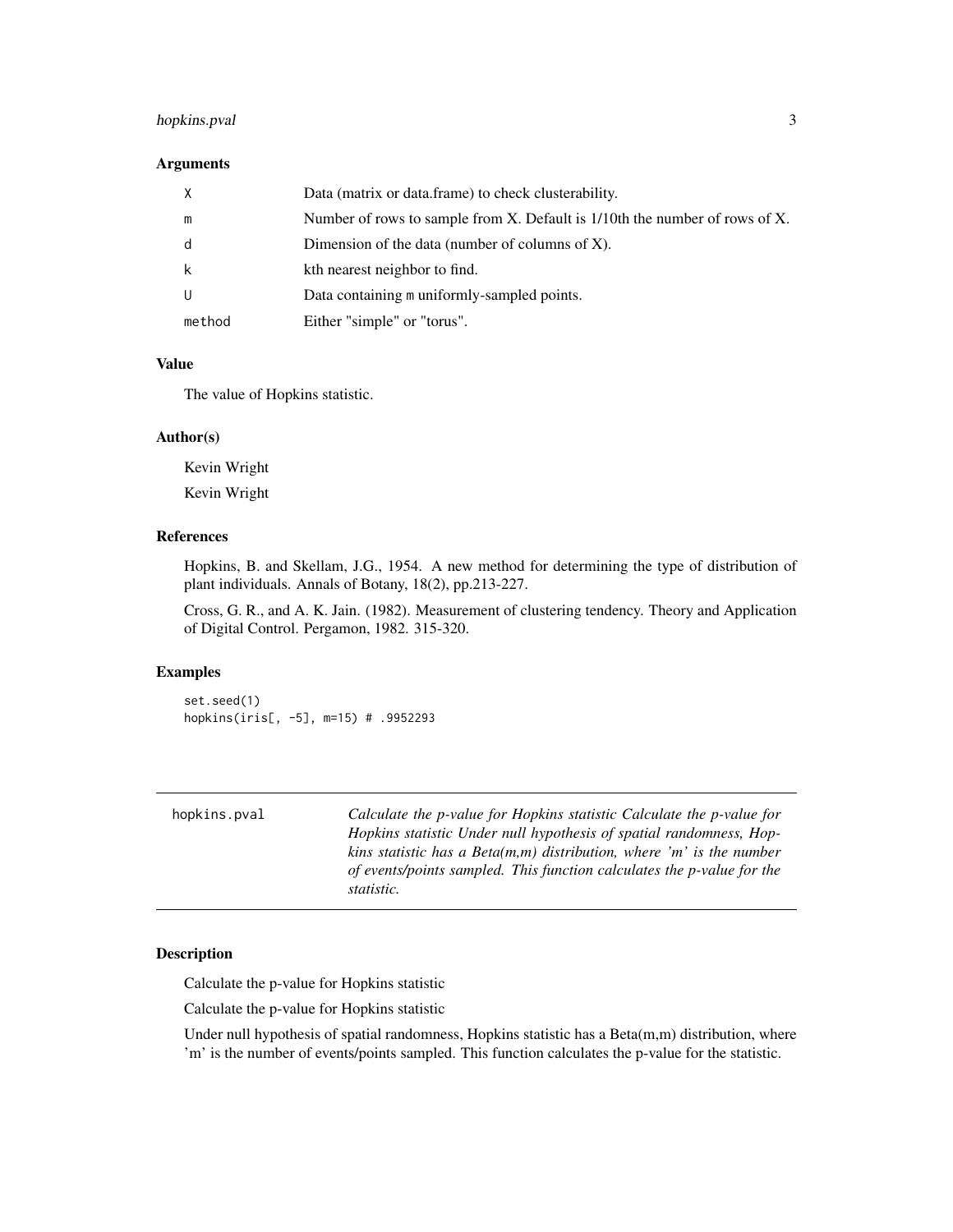### Arguments

| | |
|---|---|
| X | Data (matrix or data.frame) to check clusterability. |
| m | Number of rows to sample from X. Default is 1/10th the number of rows of X. |
| d | Dimension of the data (number of columns of X). |
| k | kth nearest neighbor to find. |
| U | Data containing m uniformly-sampled points. |
| method | Either "simple" or "torus". |

### Value

The value of Hopkins statistic.

### Author(s)

Kevin Wright

Kevin Wright

### References

Hopkins, B. and Skellam, J.G., 1954. A new method for determining the type of distribution of plant individuals. Annals of Botany, 18(2), pp.213-227.

Cross, G. R., and A. K. Jain. (1982). Measurement of clustering tendency. Theory and Application of Digital Control. Pergamon, 1982. 315-320.

### Examples

```
set.seed(1)
hopkins(iris[, -5], m=15) # .9952293
```

---

## hopkins.pval

*Calculate the p-value for Hopkins statistic Calculate the p-value for Hopkins statistic Under null hypothesis of spatial randomness, Hopkins statistic has a Beta(m,m) distribution, where 'm' is the number of events/points sampled. This function calculates the p-value for the statistic.*

---

### Description

Calculate the p-value for Hopkins statistic

Calculate the p-value for Hopkins statistic

Under null hypothesis of spatial randomness, Hopkins statistic has a Beta(m,m) distribution, where 'm' is the number of events/points sampled. This function calculates the p-value for the statistic.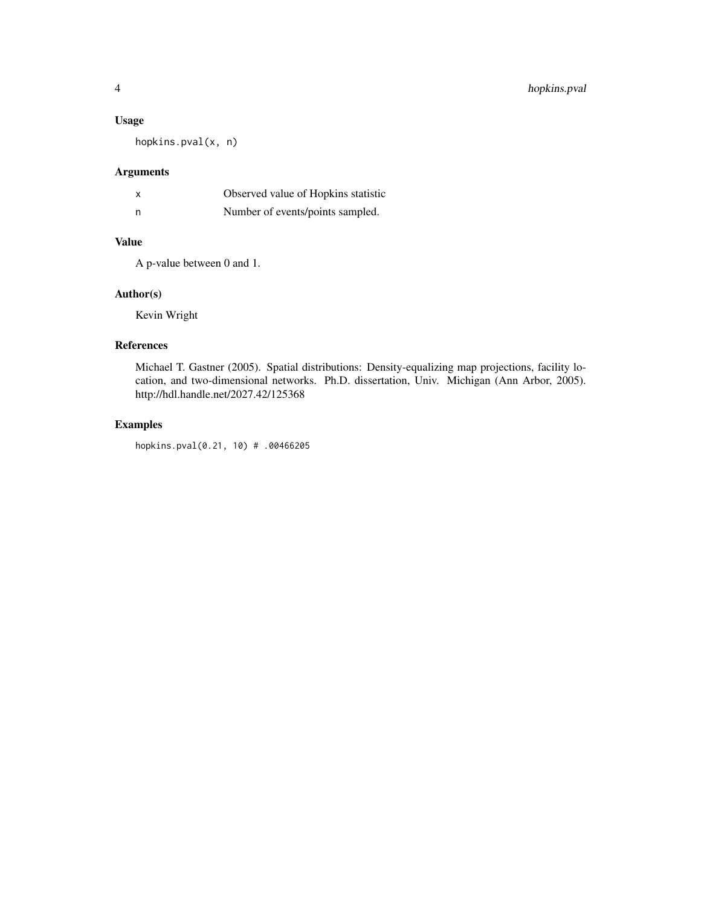### Usage

```
hopkins.pval(x, n)
```

### Arguments

| | |
|---|---|
| x | Observed value of Hopkins statistic |
| n | Number of events/points sampled. |

### Value

A p-value between 0 and 1.

### Author(s)

Kevin Wright

### References

Michael T. Gastner (2005). Spatial distributions: Density-equalizing map projections, facility location, and two-dimensional networks. Ph.D. dissertation, Univ. Michigan (Ann Arbor, 2005). http://hdl.handle.net/2027.42/125368

### Examples

```
hopkins.pval(0.21, 10) # .00466205
```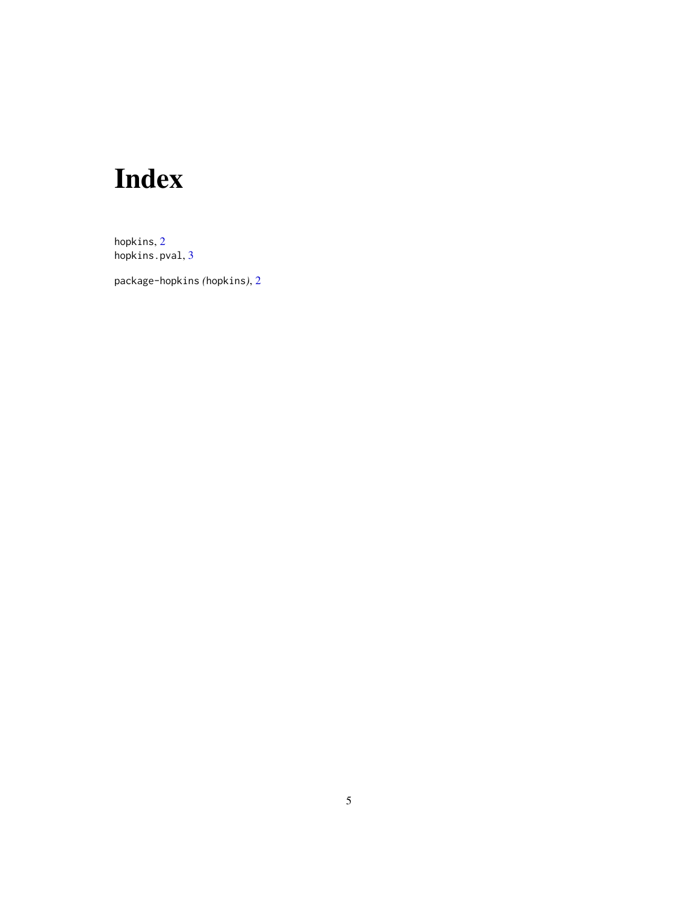# Index

hopkins, 2
hopkins.pval, 3

package-hopkins (hopkins), 2